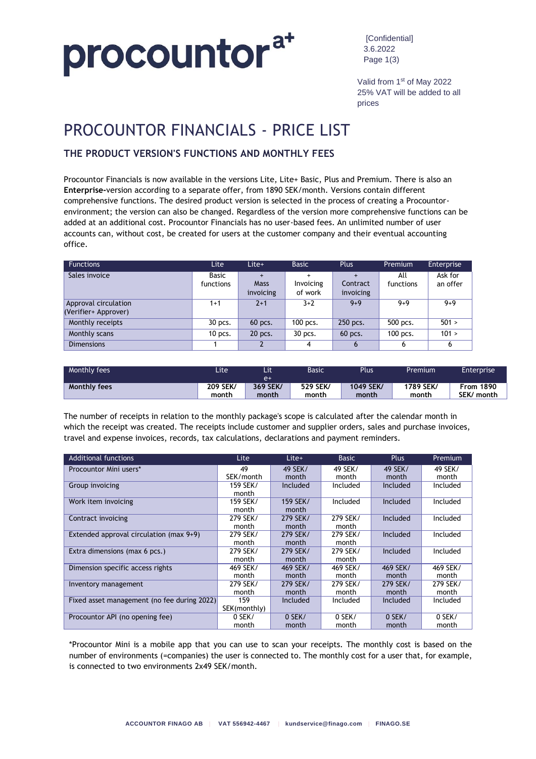# procountor

[Confidential]
3.6.2022

Valid from 1st of May 2022
25% VAT will be added to all prices

# PROCOUNTOR FINANCIALS - PRICE LIST

## THE PRODUCT VERSION'S FUNCTIONS AND MONTHLY FEES

Procountor Financials is now available in the versions Lite, Lite+ Basic, Plus and Premium. There is also an **Enterprise-**version according to a separate offer, from 1890 SEK/month. Versions contain different comprehensive functions. The desired product version is selected in the process of creating a Procountor-environment; the version can also be changed. Regardless of the version more comprehensive functions can be added at an additional cost. Procountor Financials has no user-based fees. An unlimited number of user accounts can, without cost, be created for users at the customer company and their eventual accounting office.

| Functions | Lite | Lite+ | Basic | Plus | Premium | Enterprise |
|---|---|---|---|---|---|---|
| Sales invoice | Basic functions | + Mass invoicing | + Invoicing of work | + Contract invoicing | All functions | Ask for an offer |
| Approval circulation (Verifier+ Approver) | 1+1 | 2+1 | 3+2 | 9+9 | 9+9 | 9+9 |
| Monthly receipts | 30 pcs. | 60 pcs. | 100 pcs. | 250 pcs. | 500 pcs. | 501 > |
| Monthly scans | 10 pcs. | 20 pcs. | 30 pcs. | 60 pcs. | 100 pcs. | 101 > |
| Dimensions | 1 | 2 | 4 | 6 | 6 | 6 |

| Monthly fees | Lite | Lite+ | Basic | Plus | Premium | Enterprise |
|---|---|---|---|---|---|---|
| **Monthly fees** | **209 SEK/ month** | **369 SEK/ month** | **529 SEK/ month** | **1049 SEK/ month** | **1789 SEK/ month** | **From 1890 SEK/ month** |

The number of receipts in relation to the monthly package's scope is calculated after the calendar month in which the receipt was created. The receipts include customer and supplier orders, sales and purchase invoices, travel and expense invoices, records, tax calculations, declarations and payment reminders.

| Additional functions | Lite | Lite+ | Basic | Plus | Premium |
|---|---|---|---|---|---|
| Procountor Mini users* | 49 SEK/month | 49 SEK/ month | 49 SEK/ month | 49 SEK/ month | 49 SEK/ month |
| Group invoicing | 159 SEK/ month | Included | Included | Included | Included |
| Work item invoicing | 159 SEK/ month | 159 SEK/ month | Included | Included | Included |
| Contract invoicing | 279 SEK/ month | 279 SEK/ month | 279 SEK/ month | Included | Included |
| Extended approval circulation (max 9+9) | 279 SEK/ month | 279 SEK/ month | 279 SEK/ month | Included | Included |
| Extra dimensions (max 6 pcs.) | 279 SEK/ month | 279 SEK/ month | 279 SEK/ month | Included | Included |
| Dimension specific access rights | 469 SEK/ month | 469 SEK/ month | 469 SEK/ month | 469 SEK/ month | 469 SEK/ month |
| Inventory management | 279 SEK/ month | 279 SEK/ month | 279 SEK/ month | 279 SEK/ month | 279 SEK/ month |
| Fixed asset management (no fee during 2022) | 159 SEK(monthly) | Included | Included | Included | Included |
| Procountor API (no opening fee) | 0 SEK/ month | 0 SEK/ month | 0 SEK/ month | 0 SEK/ month | 0 SEK/ month |

*Procountor Mini is a mobile app that you can use to scan your receipts. The monthly cost is based on the number of environments (=companies) the user is connected to. The monthly cost for a user that, for example, is connected to two environments 2x49 SEK/month.

ACCOUNTOR FINAGO AB | VAT 556942-4467 | kundservice@finago.com | FINAGO.SE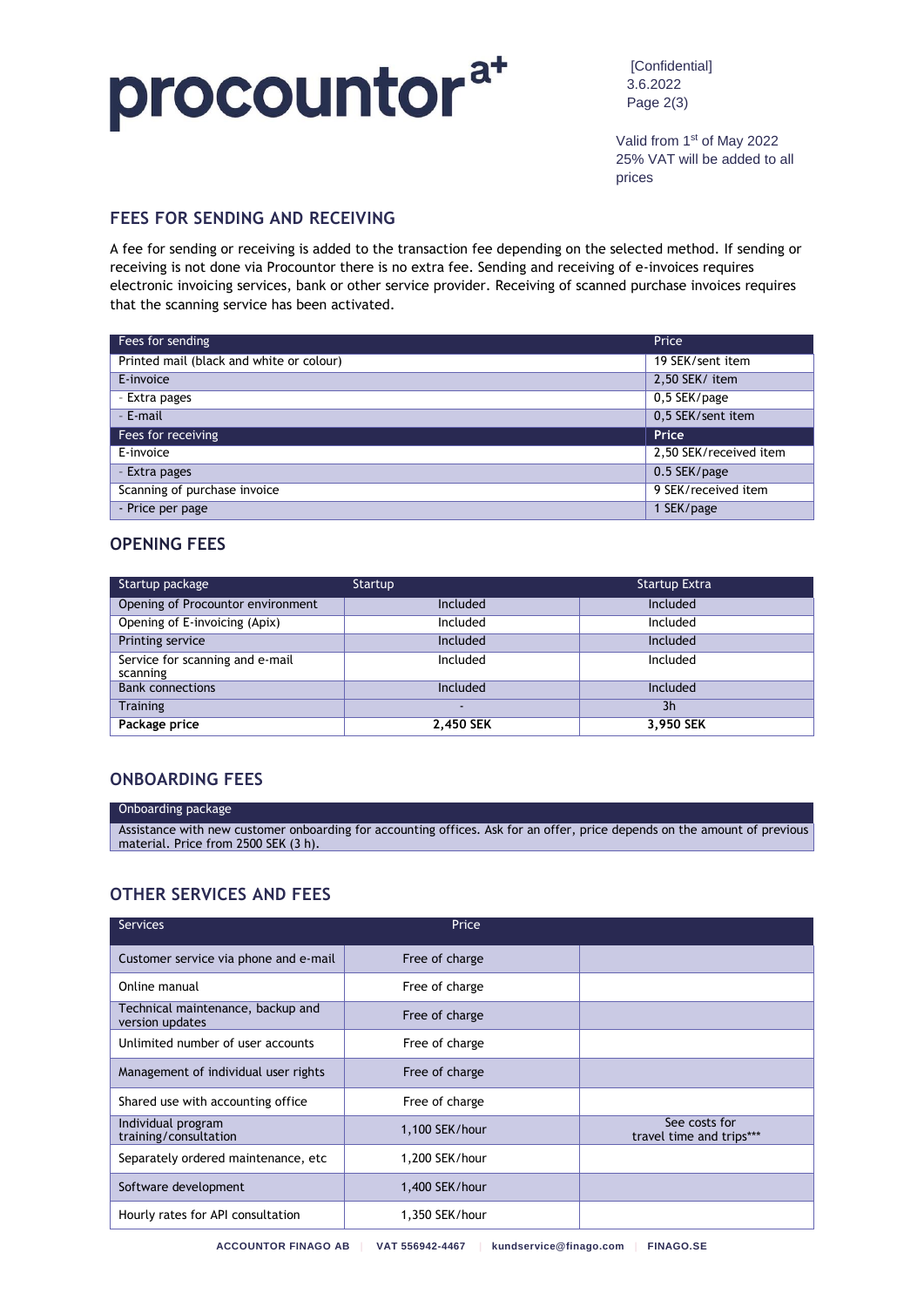[Confidential]
3.6.2022

Valid from 1st of May 2022
25% VAT will be added to all prices

## FEES FOR SENDING AND RECEIVING

A fee for sending or receiving is added to the transaction fee depending on the selected method. If sending or receiving is not done via Procountor there is no extra fee. Sending and receiving of e-invoices requires electronic invoicing services, bank or other service provider. Receiving of scanned purchase invoices requires that the scanning service has been activated.

| Fees for sending | Price |
| --- | --- |
| Printed mail (black and white or colour) | 19 SEK/sent item |
| E-invoice | 2,50 SEK/ item |
| - Extra pages | 0,5 SEK/page |
| - E-mail | 0,5 SEK/sent item |
| **Fees for receiving** | **Price** |
| E-invoice | 2,50 SEK/received item |
| - Extra pages | 0.5 SEK/page |
| Scanning of purchase invoice | 9 SEK/received item |
| - Price per page | 1 SEK/page |

## OPENING FEES

| Startup package | Startup | Startup Extra |
| --- | --- | --- |
| Opening of Procountor environment | Included | Included |
| Opening of E-invoicing (Apix) | Included | Included |
| Printing service | Included | Included |
| Service for scanning and e-mail scanning | Included | Included |
| Bank connections | Included | Included |
| Training | - | 3h |
| **Package price** | **2,450 SEK** | **3,950 SEK** |

## ONBOARDING FEES

| Onboarding package |
| --- |
| Assistance with new customer onboarding for accounting offices. Ask for an offer, price depends on the amount of previous material. Price from 2500 SEK (3 h). |

## OTHER SERVICES AND FEES

| Services | Price | |
| --- | --- | --- |
| Customer service via phone and e-mail | Free of charge | |
| Online manual | Free of charge | |
| Technical maintenance, backup and version updates | Free of charge | |
| Unlimited number of user accounts | Free of charge | |
| Management of individual user rights | Free of charge | |
| Shared use with accounting office | Free of charge | |
| Individual program training/consultation | 1,100 SEK/hour | See costs for travel time and trips*** |
| Separately ordered maintenance, etc | 1,200 SEK/hour | |
| Software development | 1,400 SEK/hour | |
| Hourly rates for API consultation | 1,350 SEK/hour | |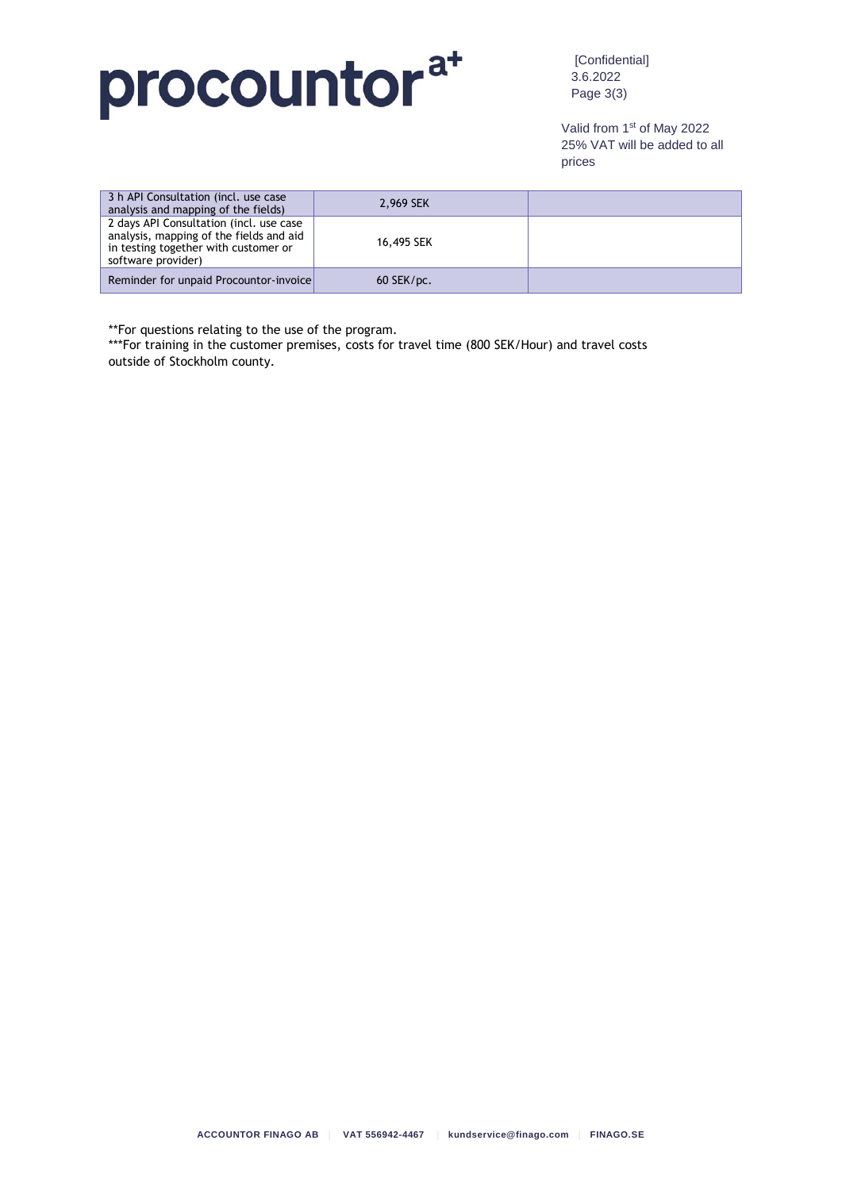Valid from 1st of May 2022
25% VAT will be added to all prices

| | | |
|---|---|---|
| 3 h API Consultation (incl. use case analysis and mapping of the fields) | 2,969 SEK | |
| 2 days API Consultation (incl. use case analysis, mapping of the fields and aid in testing together with customer or software provider) | 16,495 SEK | |
| Reminder for unpaid Procountor-invoice | 60 SEK/pc. | |

**For questions relating to the use of the program.

***For training in the customer premises, costs for travel time (800 SEK/Hour) and travel costs outside of Stockholm county.